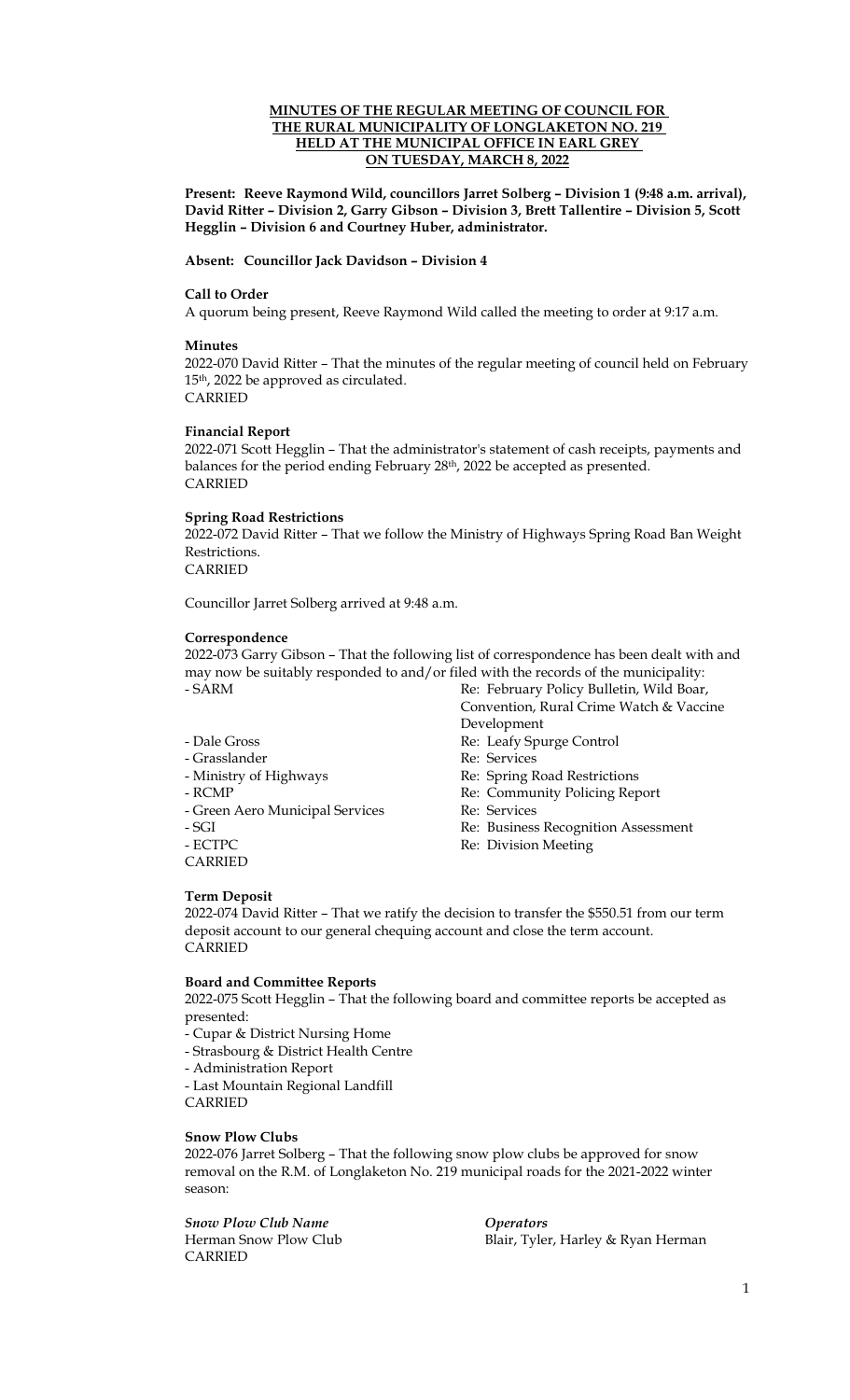**MINUTES OF THE REGULAR MEETING OF COUNCIL FOR THE RURAL MUNICIPALITY OF LONGLAKETON NO. 219 HELD AT THE MUNICIPAL OFFICE IN EARL GREY ON TUESDAY, MARCH 8, 2022**

**Present: Reeve Raymond Wild, councillors Jarret Solberg – Division 1 (9:48 a.m. arrival), David Ritter – Division 2, Garry Gibson – Division 3, Brett Tallentire – Division 5, Scott Hegglin – Division 6 and Courtney Huber, administrator.**

**Absent: Councillor Jack Davidson – Division 4**

**Call to Order**
A quorum being present, Reeve Raymond Wild called the meeting to order at 9:17 a.m.

**Minutes**
2022-070 David Ritter – That the minutes of the regular meeting of council held on February 15th, 2022 be approved as circulated.
CARRIED

**Financial Report**
2022-071 Scott Hegglin – That the administrator's statement of cash receipts, payments and balances for the period ending February 28th, 2022 be accepted as presented.
CARRIED

**Spring Road Restrictions**
2022-072 David Ritter – That we follow the Ministry of Highways Spring Road Ban Weight Restrictions.
CARRIED

Councillor Jarret Solberg arrived at 9:48 a.m.

**Correspondence**
2022-073 Garry Gibson – That the following list of correspondence has been dealt with and may now be suitably responded to and/or filed with the records of the municipality:

| | |
|---|---|
| - SARM | Re: February Policy Bulletin, Wild Boar, Convention, Rural Crime Watch & Vaccine Development |
| - Dale Gross | Re: Leafy Spurge Control |
| - Grasslander | Re: Services |
| - Ministry of Highways | Re: Spring Road Restrictions |
| - RCMP | Re: Community Policing Report |
| - Green Aero Municipal Services | Re: Services |
| - SGI | Re: Business Recognition Assessment |
| - ECTPC | Re: Division Meeting |

CARRIED

**Term Deposit**
2022-074 David Ritter – That we ratify the decision to transfer the $550.51 from our term deposit account to our general chequing account and close the term account.
CARRIED

**Board and Committee Reports**
2022-075 Scott Hegglin – That the following board and committee reports be accepted as presented:
- Cupar & District Nursing Home
- Strasbourg & District Health Centre
- Administration Report
- Last Mountain Regional Landfill

CARRIED

**Snow Plow Clubs**
2022-076 Jarret Solberg – That the following snow plow clubs be approved for snow removal on the R.M. of Longlaketon No. 219 municipal roads for the 2021-2022 winter season:

| ***Snow Plow Club Name*** | ***Operators*** |
|---|---|
| Herman Snow Plow Club | Blair, Tyler, Harley & Ryan Herman |

CARRIED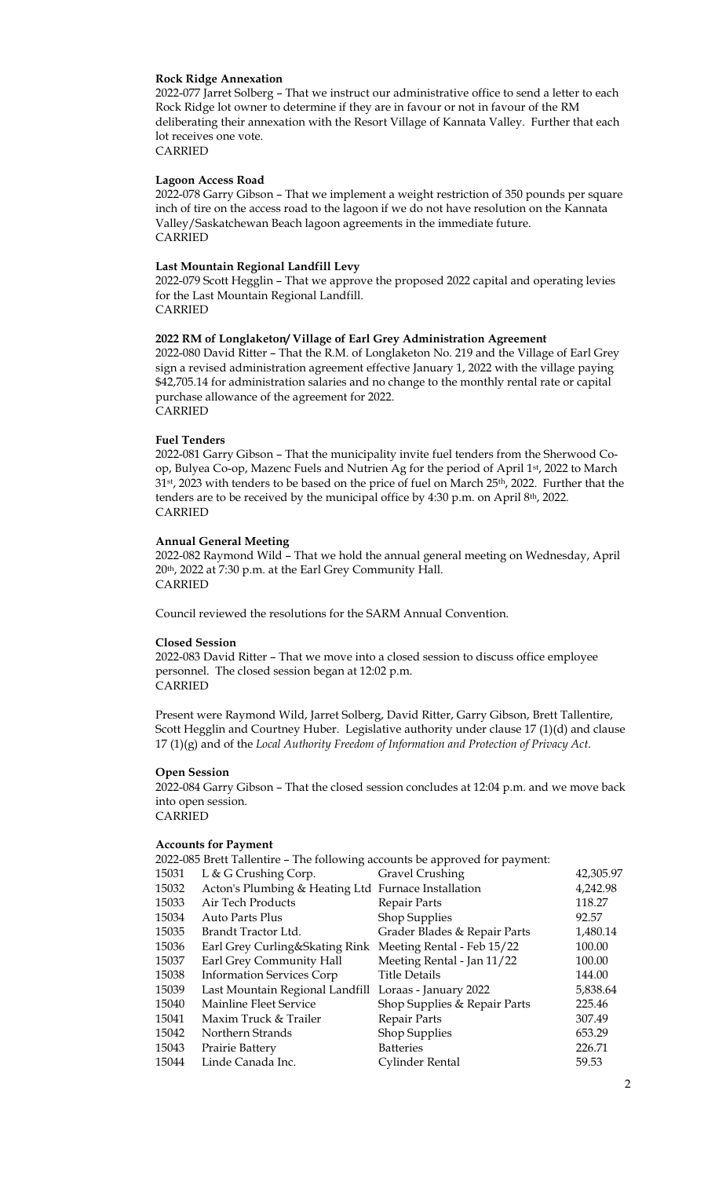**Rock Ridge Annexation**

2022-077 Jarret Solberg – That we instruct our administrative office to send a letter to each Rock Ridge lot owner to determine if they are in favour or not in favour of the RM deliberating their annexation with the Resort Village of Kannata Valley. Further that each lot receives one vote.
CARRIED

**Lagoon Access Road**

2022-078 Garry Gibson – That we implement a weight restriction of 350 pounds per square inch of tire on the access road to the lagoon if we do not have resolution on the Kannata Valley/Saskatchewan Beach lagoon agreements in the immediate future.
CARRIED

**Last Mountain Regional Landfill Levy**

2022-079 Scott Hegglin – That we approve the proposed 2022 capital and operating levies for the Last Mountain Regional Landfill.
CARRIED

**2022 RM of Longlaketon/ Village of Earl Grey Administration Agreement**

2022-080 David Ritter – That the R.M. of Longlaketon No. 219 and the Village of Earl Grey sign a revised administration agreement effective January 1, 2022 with the village paying $42,705.14 for administration salaries and no change to the monthly rental rate or capital purchase allowance of the agreement for 2022.
CARRIED

**Fuel Tenders**

2022-081 Garry Gibson – That the municipality invite fuel tenders from the Sherwood Co-op, Bulyea Co-op, Mazenc Fuels and Nutrien Ag for the period of April 1st, 2022 to March 31st, 2023 with tenders to be based on the price of fuel on March 25th, 2022. Further that the tenders are to be received by the municipal office by 4:30 p.m. on April 8th, 2022.
CARRIED

**Annual General Meeting**

2022-082 Raymond Wild – That we hold the annual general meeting on Wednesday, April 20th, 2022 at 7:30 p.m. at the Earl Grey Community Hall.
CARRIED

Council reviewed the resolutions for the SARM Annual Convention.

**Closed Session**

2022-083 David Ritter – That we move into a closed session to discuss office employee personnel. The closed session began at 12:02 p.m.
CARRIED

Present were Raymond Wild, Jarret Solberg, David Ritter, Garry Gibson, Brett Tallentire, Scott Hegglin and Courtney Huber. Legislative authority under clause 17 (1)(d) and clause 17 (1)(g) and of the *Local Authority Freedom of Information and Protection of Privacy Act*.

**Open Session**

2022-084 Garry Gibson – That the closed session concludes at 12:04 p.m. and we move back into open session.
CARRIED

**Accounts for Payment**

2022-085 Brett Tallentire – The following accounts be approved for payment:

| | | | |
|---|---|---|---|
| 15031 | L & G Crushing Corp. | Gravel Crushing | 42,305.97 |
| 15032 | Acton's Plumbing & Heating Ltd | Furnace Installation | 4,242.98 |
| 15033 | Air Tech Products | Repair Parts | 118.27 |
| 15034 | Auto Parts Plus | Shop Supplies | 92.57 |
| 15035 | Brandt Tractor Ltd. | Grader Blades & Repair Parts | 1,480.14 |
| 15036 | Earl Grey Curling&Skating Rink | Meeting Rental - Feb 15/22 | 100.00 |
| 15037 | Earl Grey Community Hall | Meeting Rental - Jan 11/22 | 100.00 |
| 15038 | Information Services Corp | Title Details | 144.00 |
| 15039 | Last Mountain Regional Landfill | Loraas - January 2022 | 5,838.64 |
| 15040 | Mainline Fleet Service | Shop Supplies & Repair Parts | 225.46 |
| 15041 | Maxim Truck & Trailer | Repair Parts | 307.49 |
| 15042 | Northern Strands | Shop Supplies | 653.29 |
| 15043 | Prairie Battery | Batteries | 226.71 |
| 15044 | Linde Canada Inc. | Cylinder Rental | 59.53 |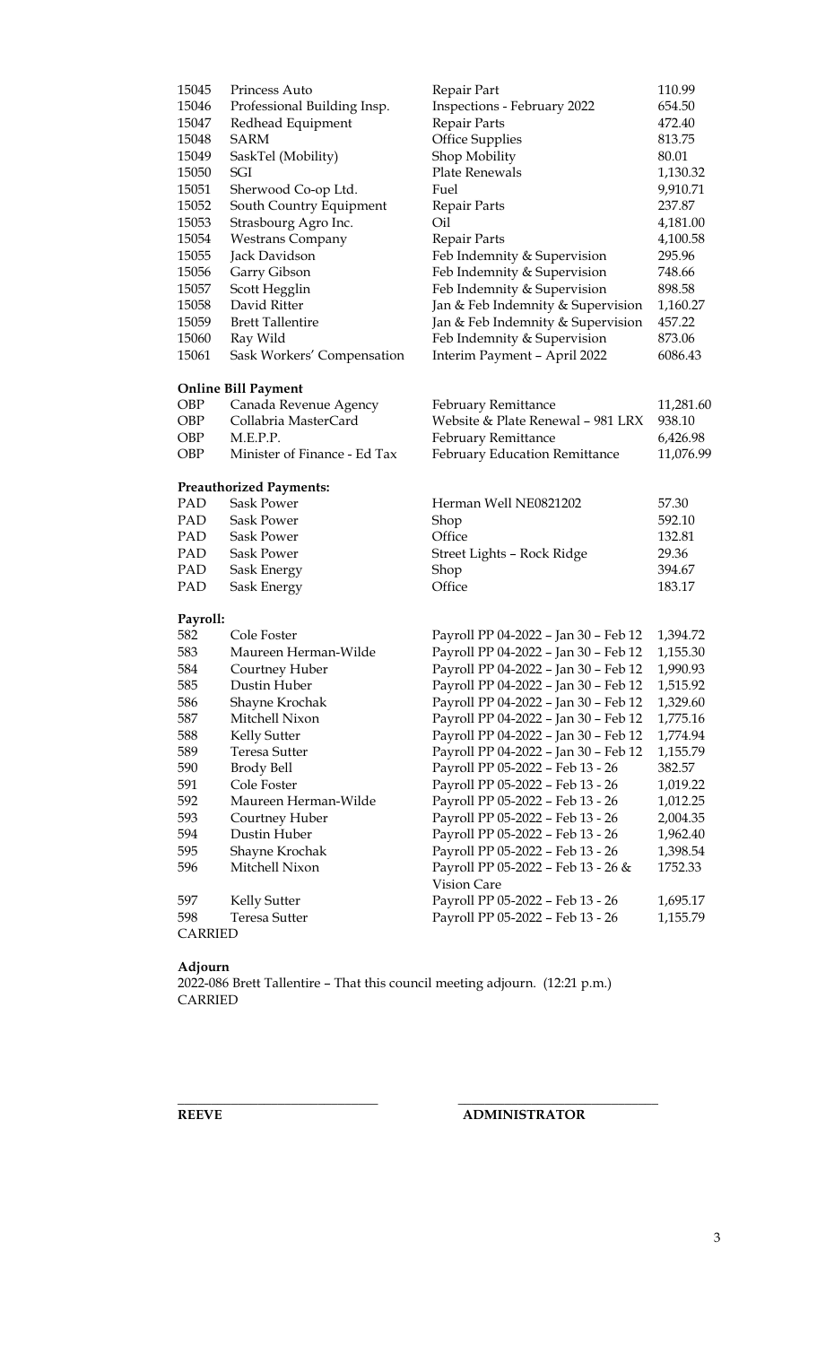| | | | |
|---|---|---|---|
| 15045 | Princess Auto | Repair Part | 110.99 |
| 15046 | Professional Building Insp. | Inspections - February 2022 | 654.50 |
| 15047 | Redhead Equipment | Repair Parts | 472.40 |
| 15048 | SARM | Office Supplies | 813.75 |
| 15049 | SaskTel (Mobility) | Shop Mobility | 80.01 |
| 15050 | SGI | Plate Renewals | 1,130.32 |
| 15051 | Sherwood Co-op Ltd. | Fuel | 9,910.71 |
| 15052 | South Country Equipment | Repair Parts | 237.87 |
| 15053 | Strasbourg Agro Inc. | Oil | 4,181.00 |
| 15054 | Westrans Company | Repair Parts | 4,100.58 |
| 15055 | Jack Davidson | Feb Indemnity & Supervision | 295.96 |
| 15056 | Garry Gibson | Feb Indemnity & Supervision | 748.66 |
| 15057 | Scott Hegglin | Feb Indemnity & Supervision | 898.58 |
| 15058 | David Ritter | Jan & Feb Indemnity & Supervision | 1,160.27 |
| 15059 | Brett Tallentire | Jan & Feb Indemnity & Supervision | 457.22 |
| 15060 | Ray Wild | Feb Indemnity & Supervision | 873.06 |
| 15061 | Sask Workers' Compensation | Interim Payment – April 2022 | 6086.43 |

**Online Bill Payment**

| | | | |
|---|---|---|---|
| OBP | Canada Revenue Agency | February Remittance | 11,281.60 |
| OBP | Collabria MasterCard | Website & Plate Renewal – 981 LRX | 938.10 |
| OBP | M.E.P.P. | February Remittance | 6,426.98 |
| OBP | Minister of Finance - Ed Tax | February Education Remittance | 11,076.99 |

**Preauthorized Payments:**

| | | | |
|---|---|---|---|
| PAD | Sask Power | Herman Well NE0821202 | 57.30 |
| PAD | Sask Power | Shop | 592.10 |
| PAD | Sask Power | Office | 132.81 |
| PAD | Sask Power | Street Lights – Rock Ridge | 29.36 |
| PAD | Sask Energy | Shop | 394.67 |
| PAD | Sask Energy | Office | 183.17 |

**Payroll:**

| | | | |
|---|---|---|---|
| 582 | Cole Foster | Payroll PP 04-2022 – Jan 30 – Feb 12 | 1,394.72 |
| 583 | Maureen Herman-Wilde | Payroll PP 04-2022 – Jan 30 – Feb 12 | 1,155.30 |
| 584 | Courtney Huber | Payroll PP 04-2022 – Jan 30 – Feb 12 | 1,990.93 |
| 585 | Dustin Huber | Payroll PP 04-2022 – Jan 30 – Feb 12 | 1,515.92 |
| 586 | Shayne Krochak | Payroll PP 04-2022 – Jan 30 – Feb 12 | 1,329.60 |
| 587 | Mitchell Nixon | Payroll PP 04-2022 – Jan 30 – Feb 12 | 1,775.16 |
| 588 | Kelly Sutter | Payroll PP 04-2022 – Jan 30 – Feb 12 | 1,774.94 |
| 589 | Teresa Sutter | Payroll PP 04-2022 – Jan 30 – Feb 12 | 1,155.79 |
| 590 | Brody Bell | Payroll PP 05-2022 – Feb 13 - 26 | 382.57 |
| 591 | Cole Foster | Payroll PP 05-2022 – Feb 13 - 26 | 1,019.22 |
| 592 | Maureen Herman-Wilde | Payroll PP 05-2022 – Feb 13 - 26 | 1,012.25 |
| 593 | Courtney Huber | Payroll PP 05-2022 – Feb 13 - 26 | 2,004.35 |
| 594 | Dustin Huber | Payroll PP 05-2022 – Feb 13 - 26 | 1,962.40 |
| 595 | Shayne Krochak | Payroll PP 05-2022 – Feb 13 - 26 | 1,398.54 |
| 596 | Mitchell Nixon | Payroll PP 05-2022 – Feb 13 - 26 & Vision Care | 1752.33 |
| 597 | Kelly Sutter | Payroll PP 05-2022 – Feb 13 - 26 | 1,695.17 |
| 598 | Teresa Sutter | Payroll PP 05-2022 – Feb 13 - 26 | 1,155.79 |

CARRIED

**Adjourn**

2022-086 Brett Tallentire – That this council meeting adjourn. (12:21 p.m.)
CARRIED

\_\_\_\_\_\_\_\_\_\_\_\_\_\_\_\_\_\_\_\_\_\_\_\_\_\_\_\_\_ \_\_\_\_\_\_\_\_\_\_\_\_\_\_\_\_\_\_\_\_\_\_\_\_\_\_\_\_\_

**REEVE** **ADMINISTRATOR**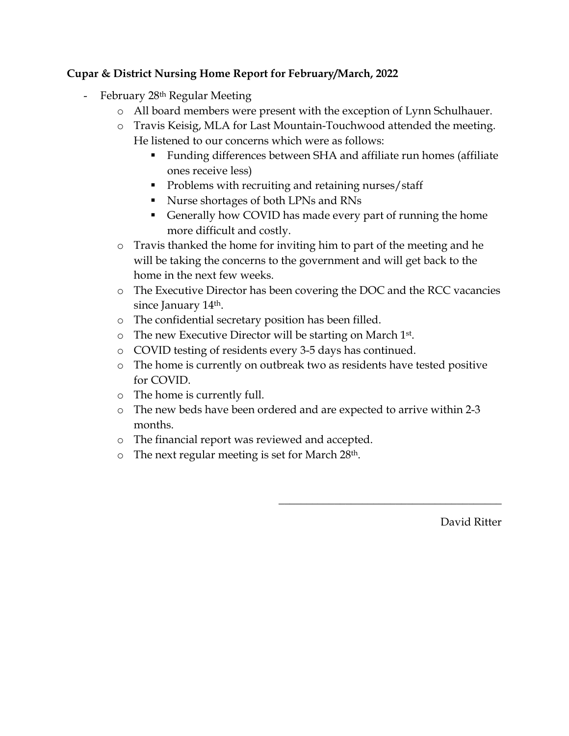**Cupar & District Nursing Home Report for February/March, 2022**

- February 28th Regular Meeting
  - All board members were present with the exception of Lynn Schulhauer.
  - Travis Keisig, MLA for Last Mountain-Touchwood attended the meeting. He listened to our concerns which were as follows:
    - Funding differences between SHA and affiliate run homes (affiliate ones receive less)
    - Problems with recruiting and retaining nurses/staff
    - Nurse shortages of both LPNs and RNs
    - Generally how COVID has made every part of running the home more difficult and costly.
  - Travis thanked the home for inviting him to part of the meeting and he will be taking the concerns to the government and will get back to the home in the next few weeks.
  - The Executive Director has been covering the DOC and the RCC vacancies since January 14th.
  - The confidential secretary position has been filled.
  - The new Executive Director will be starting on March 1st.
  - COVID testing of residents every 3-5 days has continued.
  - The home is currently on outbreak two as residents have tested positive for COVID.
  - The home is currently full.
  - The new beds have been ordered and are expected to arrive within 2-3 months.
  - The financial report was reviewed and accepted.
  - The next regular meeting is set for March 28th.

\_\_\_\_\_\_\_\_\_\_\_\_\_\_\_\_\_\_\_\_\_\_\_\_\_\_\_\_\_\_\_\_\_\_\_\_\_\_\_\_

David Ritter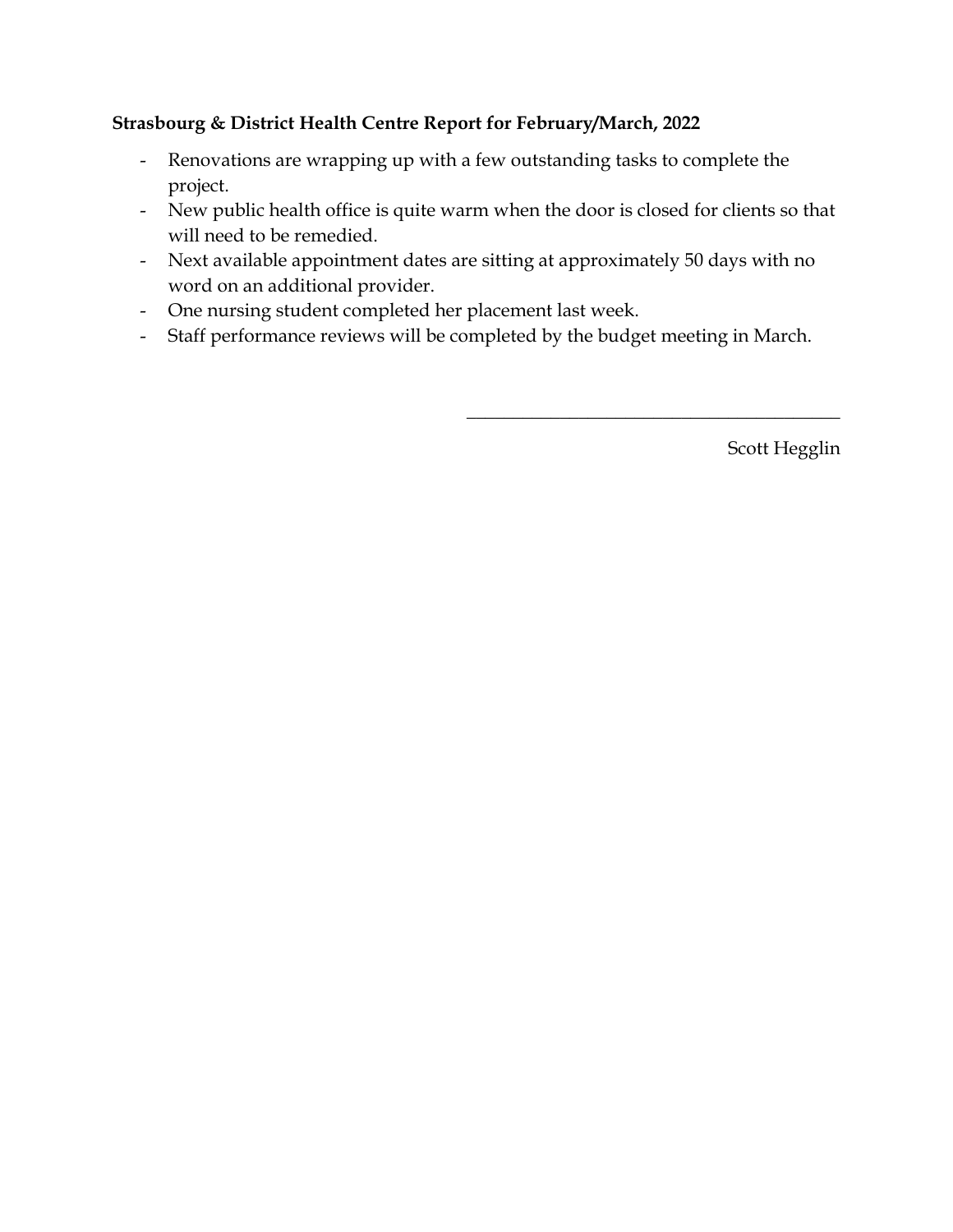**Strasbourg & District Health Centre Report for February/March, 2022**

- Renovations are wrapping up with a few outstanding tasks to complete the project.
- New public health office is quite warm when the door is closed for clients so that will need to be remedied.
- Next available appointment dates are sitting at approximately 50 days with no word on an additional provider.
- One nursing student completed her placement last week.
- Staff performance reviews will be completed by the budget meeting in March.

\_\_\_\_\_\_\_\_\_\_\_\_\_\_\_\_\_\_\_\_\_\_\_\_\_\_\_\_\_\_\_\_\_\_\_\_\_\_\_\_

Scott Hegglin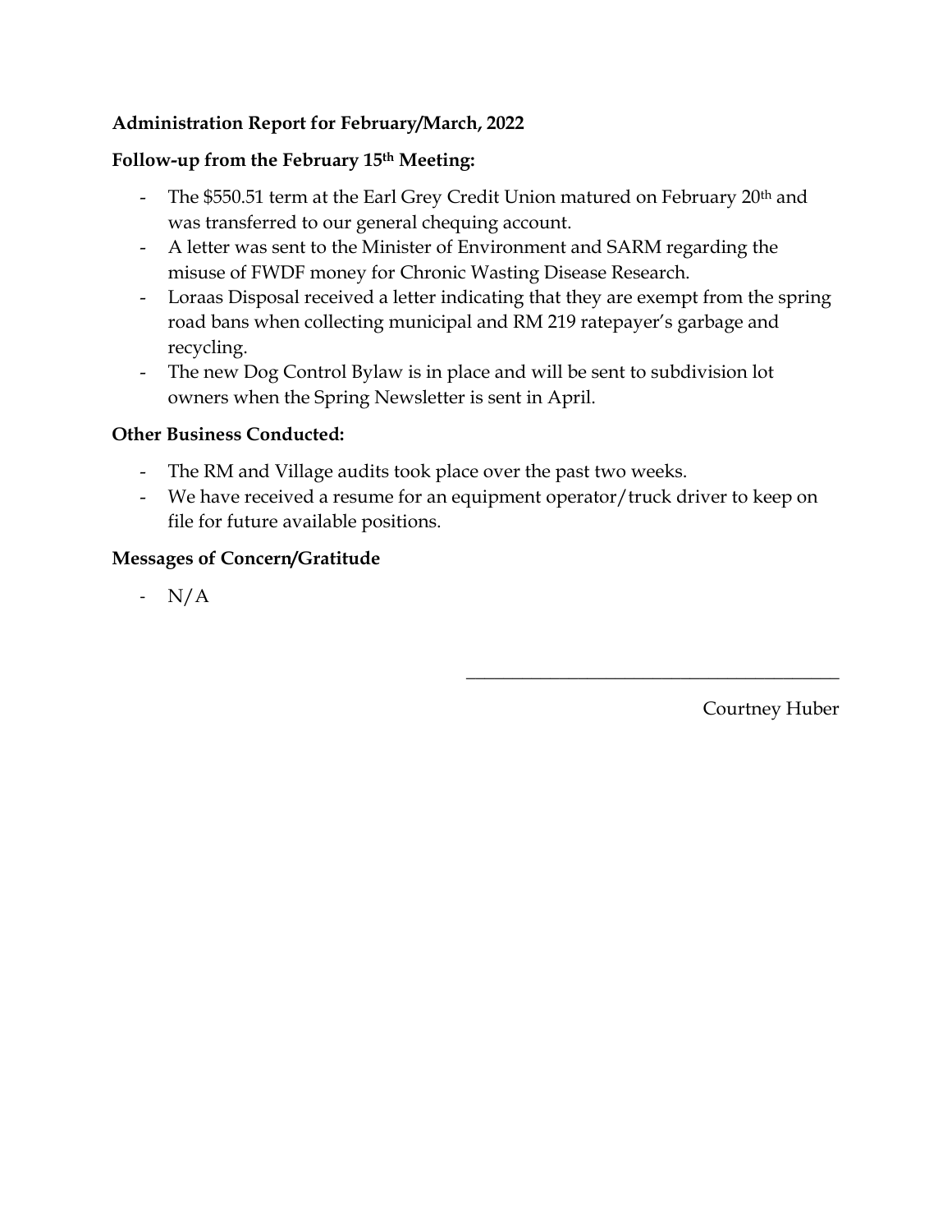**Administration Report for February/March, 2022**

**Follow-up from the February 15th Meeting:**

- The $550.51 term at the Earl Grey Credit Union matured on February 20th and was transferred to our general chequing account.
- A letter was sent to the Minister of Environment and SARM regarding the misuse of FWDF money for Chronic Wasting Disease Research.
- Loraas Disposal received a letter indicating that they are exempt from the spring road bans when collecting municipal and RM 219 ratepayer's garbage and recycling.
- The new Dog Control Bylaw is in place and will be sent to subdivision lot owners when the Spring Newsletter is sent in April.

**Other Business Conducted:**

- The RM and Village audits took place over the past two weeks.
- We have received a resume for an equipment operator/truck driver to keep on file for future available positions.

**Messages of Concern/Gratitude**

- N/A

\_\_\_\_\_\_\_\_\_\_\_\_\_\_\_\_\_\_\_\_\_\_\_\_\_\_\_\_\_\_\_\_\_\_\_\_\_\_\_\_

Courtney Huber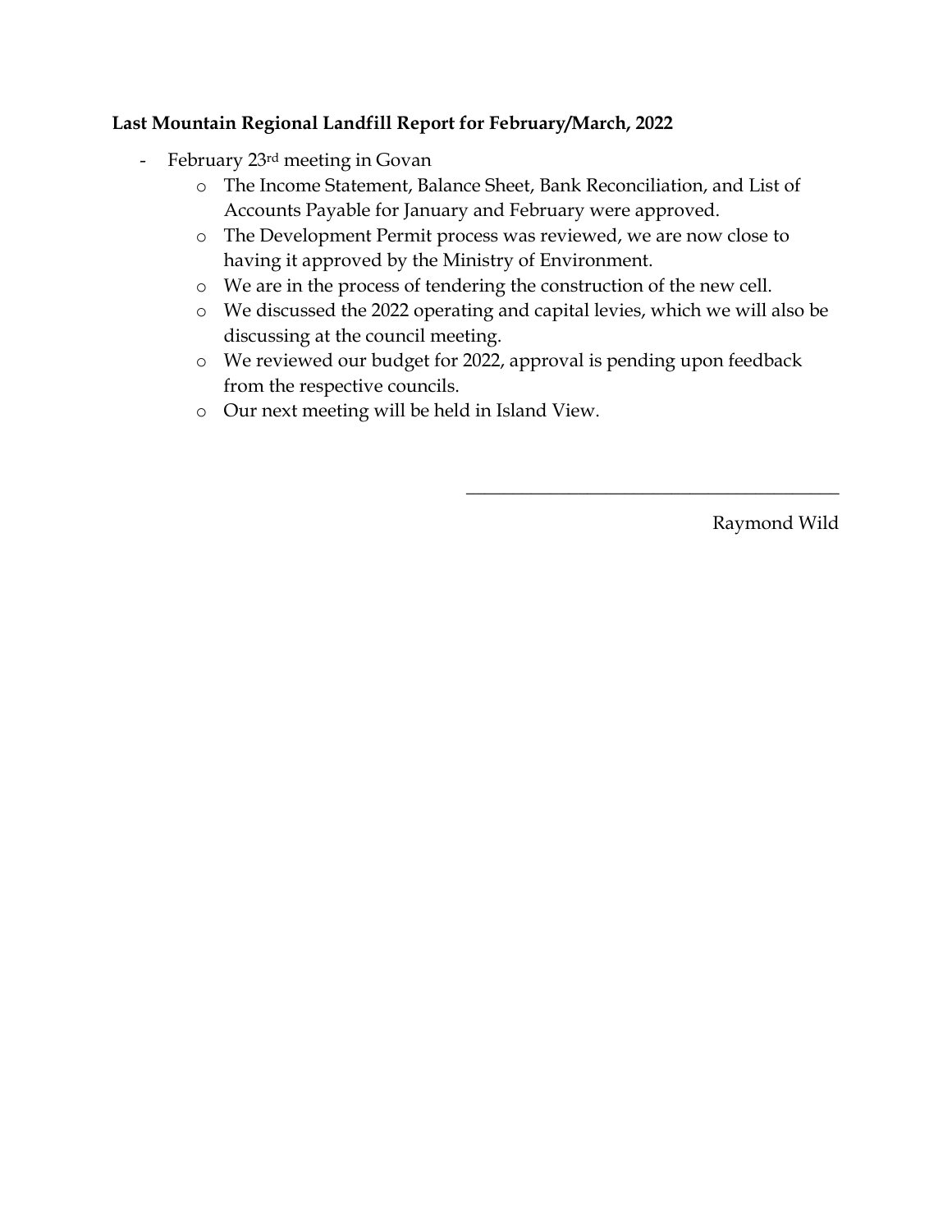**Last Mountain Regional Landfill Report for February/March, 2022**

- February 23rd meeting in Govan
    - The Income Statement, Balance Sheet, Bank Reconciliation, and List of Accounts Payable for January and February were approved.
    - The Development Permit process was reviewed, we are now close to having it approved by the Ministry of Environment.
    - We are in the process of tendering the construction of the new cell.
    - We discussed the 2022 operating and capital levies, which we will also be discussing at the council meeting.
    - We reviewed our budget for 2022, approval is pending upon feedback from the respective councils.
    - Our next meeting will be held in Island View.

\_\_\_\_\_\_\_\_\_\_\_\_\_\_\_\_\_\_\_\_\_\_\_\_\_\_\_\_\_\_\_\_\_\_\_\_\_\_\_\_

Raymond Wild